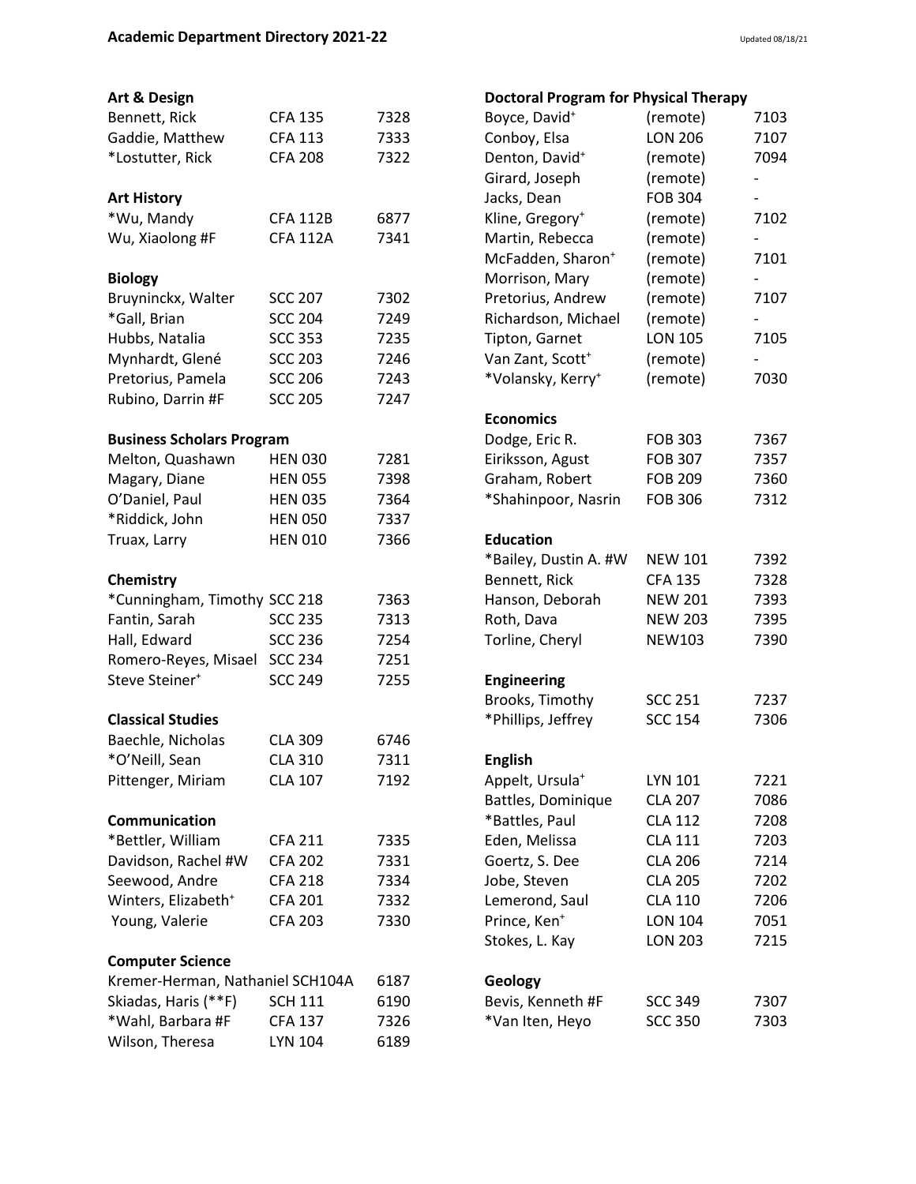# Academic Department Directory 2021-22

Updated 08/18/21

### Art & Design

| Name | Office | Phone |
|---|---|---|
| Bennett, Rick | CFA 135 | 7328 |
| Gaddie, Matthew | CFA 113 | 7333 |
| *Lostutter, Rick | CFA 208 | 7322 |

### Art History

| Name | Office | Phone |
|---|---|---|
| *Wu, Mandy | CFA 112B | 6877 |
| Wu, Xiaolong #F | CFA 112A | 7341 |

### Biology

| Name | Office | Phone |
|---|---|---|
| Bruyninckx, Walter | SCC 207 | 7302 |
| *Gall, Brian | SCC 204 | 7249 |
| Hubbs, Natalia | SCC 353 | 7235 |
| Mynhardt, Glené | SCC 203 | 7246 |
| Pretorius, Pamela | SCC 206 | 7243 |
| Rubino, Darrin #F | SCC 205 | 7247 |

### Business Scholars Program

| Name | Office | Phone |
|---|---|---|
| Melton, Quashawn | HEN 030 | 7281 |
| Magary, Diane | HEN 055 | 7398 |
| O'Daniel, Paul | HEN 035 | 7364 |
| *Riddick, John | HEN 050 | 7337 |
| Truax, Larry | HEN 010 | 7366 |

### Chemistry

| Name | Office | Phone |
|---|---|---|
| *Cunningham, Timothy | SCC 218 | 7363 |
| Fantin, Sarah | SCC 235 | 7313 |
| Hall, Edward | SCC 236 | 7254 |
| Romero-Reyes, Misael | SCC 234 | 7251 |
| Steve Steiner⁺ | SCC 249 | 7255 |

### Classical Studies

| Name | Office | Phone |
|---|---|---|
| Baechle, Nicholas | CLA 309 | 6746 |
| *O'Neill, Sean | CLA 310 | 7311 |
| Pittenger, Miriam | CLA 107 | 7192 |

### Communication

| Name | Office | Phone |
|---|---|---|
| *Bettler, William | CFA 211 | 7335 |
| Davidson, Rachel #W | CFA 202 | 7331 |
| Seewood, Andre | CFA 218 | 7334 |
| Winters, Elizabeth⁺ | CFA 201 | 7332 |
| Young, Valerie | CFA 203 | 7330 |

### Computer Science

| Name | Office | Phone |
|---|---|---|
| Kremer-Herman, Nathaniel | SCH104A | 6187 |
| Skiadas, Haris (**F) | SCH 111 | 6190 |
| *Wahl, Barbara #F | CFA 137 | 7326 |
| Wilson, Theresa | LYN 104 | 6189 |

### Doctoral Program for Physical Therapy

| Name | Office | Phone |
|---|---|---|
| Boyce, David⁺ | (remote) | 7103 |
| Conboy, Elsa | LON 206 | 7107 |
| Denton, David⁺ | (remote) | 7094 |
| Girard, Joseph | (remote) | - |
| Jacks, Dean | FOB 304 | - |
| Kline, Gregory⁺ | (remote) | 7102 |
| Martin, Rebecca | (remote) | - |
| McFadden, Sharon⁺ | (remote) | 7101 |
| Morrison, Mary | (remote) | - |
| Pretorius, Andrew | (remote) | 7107 |
| Richardson, Michael | (remote) | - |
| Tipton, Garnet | LON 105 | 7105 |
| Van Zant, Scott⁺ | (remote) | - |
| *Volansky, Kerry⁺ | (remote) | 7030 |

### Economics

| Name | Office | Phone |
|---|---|---|
| Dodge, Eric R. | FOB 303 | 7367 |
| Eiriksson, Agust | FOB 307 | 7357 |
| Graham, Robert | FOB 209 | 7360 |
| *Shahinpoor, Nasrin | FOB 306 | 7312 |

### Education

| Name | Office | Phone |
|---|---|---|
| *Bailey, Dustin A. #W | NEW 101 | 7392 |
| Bennett, Rick | CFA 135 | 7328 |
| Hanson, Deborah | NEW 201 | 7393 |
| Roth, Dava | NEW 203 | 7395 |
| Torline, Cheryl | NEW103 | 7390 |

### Engineering

| Name | Office | Phone |
|---|---|---|
| Brooks, Timothy | SCC 251 | 7237 |
| *Phillips, Jeffrey | SCC 154 | 7306 |

### English

| Name | Office | Phone |
|---|---|---|
| Appelt, Ursula⁺ | LYN 101 | 7221 |
| Battles, Dominique | CLA 207 | 7086 |
| *Battles, Paul | CLA 112 | 7208 |
| Eden, Melissa | CLA 111 | 7203 |
| Goertz, S. Dee | CLA 206 | 7214 |
| Jobe, Steven | CLA 205 | 7202 |
| Lemerond, Saul | CLA 110 | 7206 |
| Prince, Ken⁺ | LON 104 | 7051 |
| Stokes, L. Kay | LON 203 | 7215 |

### Geology

| Name | Office | Phone |
|---|---|---|
| Bevis, Kenneth #F | SCC 349 | 7307 |
| *Van Iten, Heyo | SCC 350 | 7303 |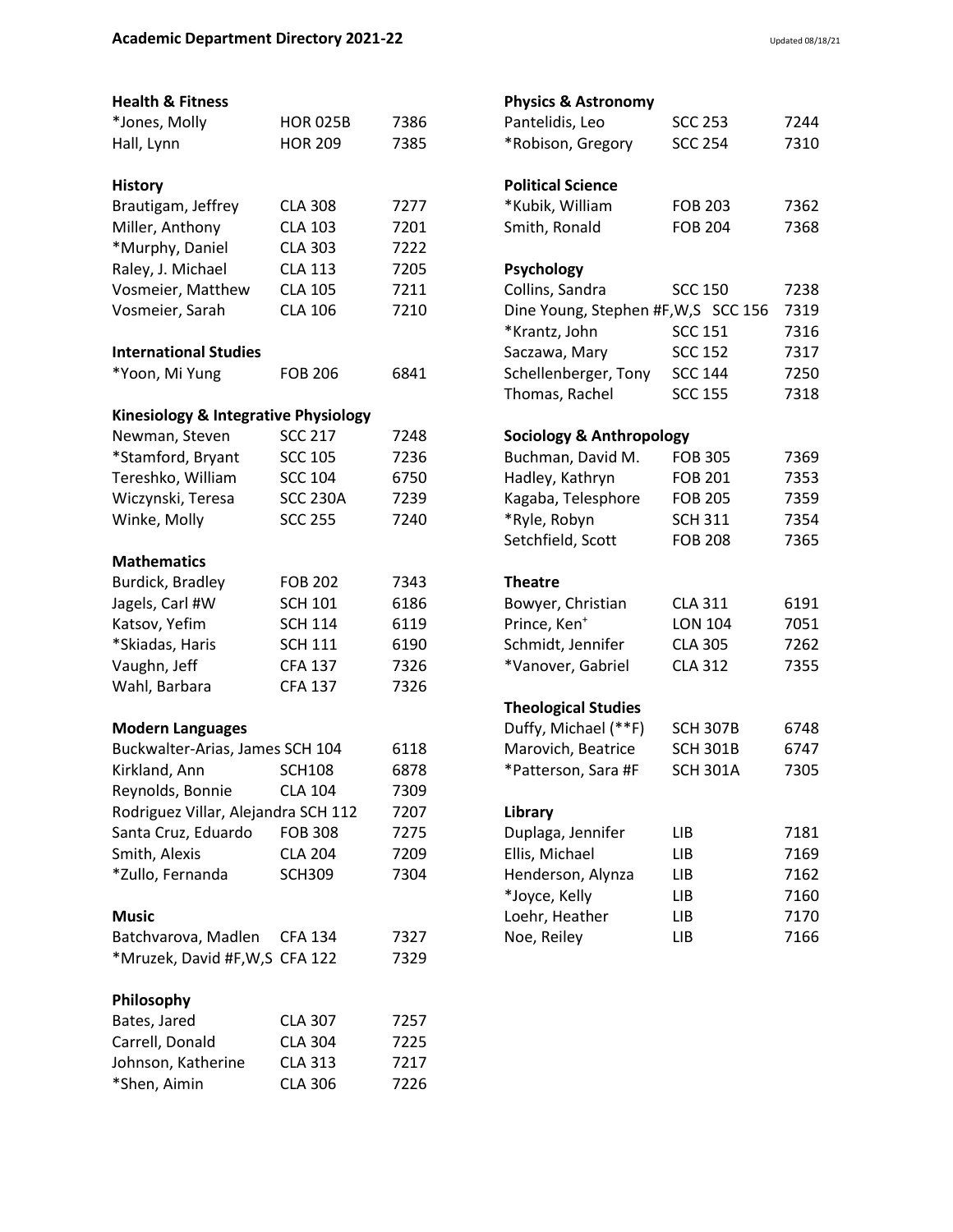## Academic Department Directory 2021-22

Updated 08/18/21

**Health & Fitness**

| | | |
|---|---|---|
| *Jones, Molly | HOR 025B | 7386 |
| Hall, Lynn | HOR 209 | 7385 |

**History**

| | | |
|---|---|---|
| Brautigam, Jeffrey | CLA 308 | 7277 |
| Miller, Anthony | CLA 103 | 7201 |
| *Murphy, Daniel | CLA 303 | 7222 |
| Raley, J. Michael | CLA 113 | 7205 |
| Vosmeier, Matthew | CLA 105 | 7211 |
| Vosmeier, Sarah | CLA 106 | 7210 |

**International Studies**

| | | |
|---|---|---|
| *Yoon, Mi Yung | FOB 206 | 6841 |

**Kinesiology & Integrative Physiology**

| | | |
|---|---|---|
| Newman, Steven | SCC 217 | 7248 |
| *Stamford, Bryant | SCC 105 | 7236 |
| Tereshko, William | SCC 104 | 6750 |
| Wiczynski, Teresa | SCC 230A | 7239 |
| Winke, Molly | SCC 255 | 7240 |

**Mathematics**

| | | |
|---|---|---|
| Burdick, Bradley | FOB 202 | 7343 |
| Jagels, Carl #W | SCH 101 | 6186 |
| Katsov, Yefim | SCH 114 | 6119 |
| *Skiadas, Haris | SCH 111 | 6190 |
| Vaughn, Jeff | CFA 137 | 7326 |
| Wahl, Barbara | CFA 137 | 7326 |

**Modern Languages**

| | | |
|---|---|---|
| Buckwalter-Arias, James | SCH 104 | 6118 |
| Kirkland, Ann | SCH108 | 6878 |
| Reynolds, Bonnie | CLA 104 | 7309 |
| Rodriguez Villar, Alejandra | SCH 112 | 7207 |
| Santa Cruz, Eduardo | FOB 308 | 7275 |
| Smith, Alexis | CLA 204 | 7209 |
| *Zullo, Fernanda | SCH309 | 7304 |

**Music**

| | | |
|---|---|---|
| Batchvarova, Madlen | CFA 134 | 7327 |
| *Mruzek, David #F,W,S | CFA 122 | 7329 |

**Philosophy**

| | | |
|---|---|---|
| Bates, Jared | CLA 307 | 7257 |
| Carrell, Donald | CLA 304 | 7225 |
| Johnson, Katherine | CLA 313 | 7217 |
| *Shen, Aimin | CLA 306 | 7226 |

**Physics & Astronomy**

| | | |
|---|---|---|
| Pantelidis, Leo | SCC 253 | 7244 |
| *Robison, Gregory | SCC 254 | 7310 |

**Political Science**

| | | |
|---|---|---|
| *Kubik, William | FOB 203 | 7362 |
| Smith, Ronald | FOB 204 | 7368 |

**Psychology**

| | | |
|---|---|---|
| Collins, Sandra | SCC 150 | 7238 |
| Dine Young, Stephen #F,W,S | SCC 156 | 7319 |
| *Krantz, John | SCC 151 | 7316 |
| Saczawa, Mary | SCC 152 | 7317 |
| Schellenberger, Tony | SCC 144 | 7250 |
| Thomas, Rachel | SCC 155 | 7318 |

**Sociology & Anthropology**

| | | |
|---|---|---|
| Buchman, David M. | FOB 305 | 7369 |
| Hadley, Kathryn | FOB 201 | 7353 |
| Kagaba, Telesphore | FOB 205 | 7359 |
| *Ryle, Robyn | SCH 311 | 7354 |
| Setchfield, Scott | FOB 208 | 7365 |

**Theatre**

| | | |
|---|---|---|
| Bowyer, Christian | CLA 311 | 6191 |
| Prince, Ken+ | LON 104 | 7051 |
| Schmidt, Jennifer | CLA 305 | 7262 |
| *Vanover, Gabriel | CLA 312 | 7355 |

**Theological Studies**

| | | |
|---|---|---|
| Duffy, Michael (**F) | SCH 307B | 6748 |
| Marovich, Beatrice | SCH 301B | 6747 |
| *Patterson, Sara #F | SCH 301A | 7305 |

**Library**

| | | |
|---|---|---|
| Duplaga, Jennifer | LIB | 7181 |
| Ellis, Michael | LIB | 7169 |
| Henderson, Alynza | LIB | 7162 |
| *Joyce, Kelly | LIB | 7160 |
| Loehr, Heather | LIB | 7170 |
| Noe, Reiley | LIB | 7166 |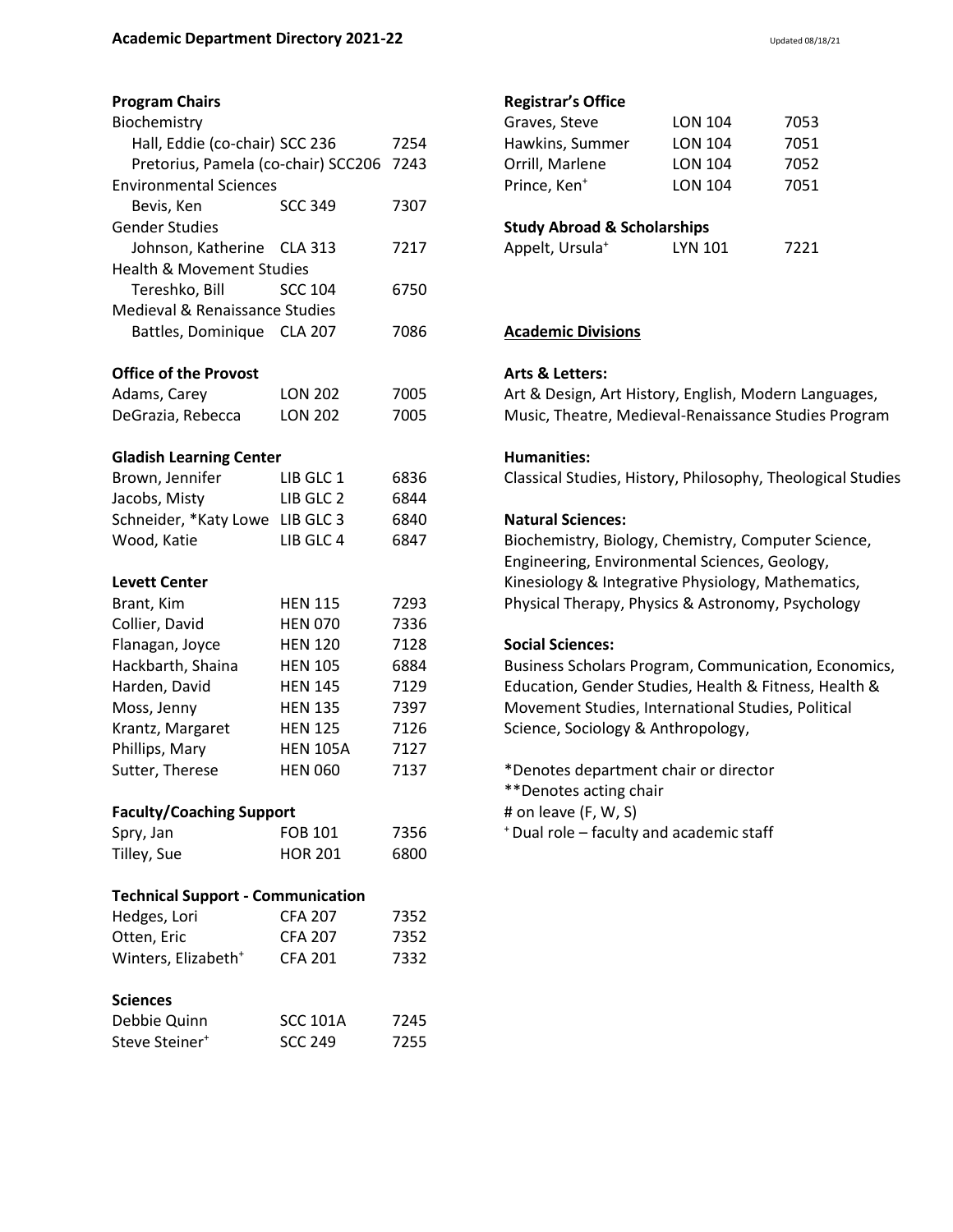**Academic Department Directory 2021-22**

Updated 08/18/21

**Program Chairs**

| | | |
|---|---|---|
| Biochemistry | | |
| Hall, Eddie (co-chair) | SCC 236 | 7254 |
| Pretorius, Pamela (co-chair) | SCC206 | 7243 |
| Environmental Sciences | | |
| Bevis, Ken | SCC 349 | 7307 |
| Gender Studies | | |
| Johnson, Katherine | CLA 313 | 7217 |
| Health & Movement Studies | | |
| Tereshko, Bill | SCC 104 | 6750 |
| Medieval & Renaissance Studies | | |
| Battles, Dominique | CLA 207 | 7086 |

**Office of the Provost**

| | | |
|---|---|---|
| Adams, Carey | LON 202 | 7005 |
| DeGrazia, Rebecca | LON 202 | 7005 |

**Gladish Learning Center**

| | | |
|---|---|---|
| Brown, Jennifer | LIB GLC 1 | 6836 |
| Jacobs, Misty | LIB GLC 2 | 6844 |
| Schneider, *Katy Lowe | LIB GLC 3 | 6840 |
| Wood, Katie | LIB GLC 4 | 6847 |

**Levett Center**

| | | |
|---|---|---|
| Brant, Kim | HEN 115 | 7293 |
| Collier, David | HEN 070 | 7336 |
| Flanagan, Joyce | HEN 120 | 7128 |
| Hackbarth, Shaina | HEN 105 | 6884 |
| Harden, David | HEN 145 | 7129 |
| Moss, Jenny | HEN 135 | 7397 |
| Krantz, Margaret | HEN 125 | 7126 |
| Phillips, Mary | HEN 105A | 7127 |
| Sutter, Therese | HEN 060 | 7137 |

**Faculty/Coaching Support**

| | | |
|---|---|---|
| Spry, Jan | FOB 101 | 7356 |
| Tilley, Sue | HOR 201 | 6800 |

**Technical Support - Communication**

| | | |
|---|---|---|
| Hedges, Lori | CFA 207 | 7352 |
| Otten, Eric | CFA 207 | 7352 |
| Winters, Elizabeth⁺ | CFA 201 | 7332 |

**Sciences**

| | | |
|---|---|---|
| Debbie Quinn | SCC 101A | 7245 |
| Steve Steiner⁺ | SCC 249 | 7255 |

**Registrar's Office**

| | | |
|---|---|---|
| Graves, Steve | LON 104 | 7053 |
| Hawkins, Summer | LON 104 | 7051 |
| Orrill, Marlene | LON 104 | 7052 |
| Prince, Ken⁺ | LON 104 | 7051 |

**Study Abroad & Scholarships**

| | | |
|---|---|---|
| Appelt, Ursula⁺ | LYN 101 | 7221 |

**Academic Divisions**

**Arts & Letters:**
Art & Design, Art History, English, Modern Languages, Music, Theatre, Medieval-Renaissance Studies Program

**Humanities:**
Classical Studies, History, Philosophy, Theological Studies

**Natural Sciences:**
Biochemistry, Biology, Chemistry, Computer Science, Engineering, Environmental Sciences, Geology, Kinesiology & Integrative Physiology, Mathematics, Physical Therapy, Physics & Astronomy, Psychology

**Social Sciences:**
Business Scholars Program, Communication, Economics, Education, Gender Studies, Health & Fitness, Health & Movement Studies, International Studies, Political Science, Sociology & Anthropology,

*Denotes department chair or director
**Denotes acting chair
# on leave (F, W, S)
⁺ Dual role – faculty and academic staff